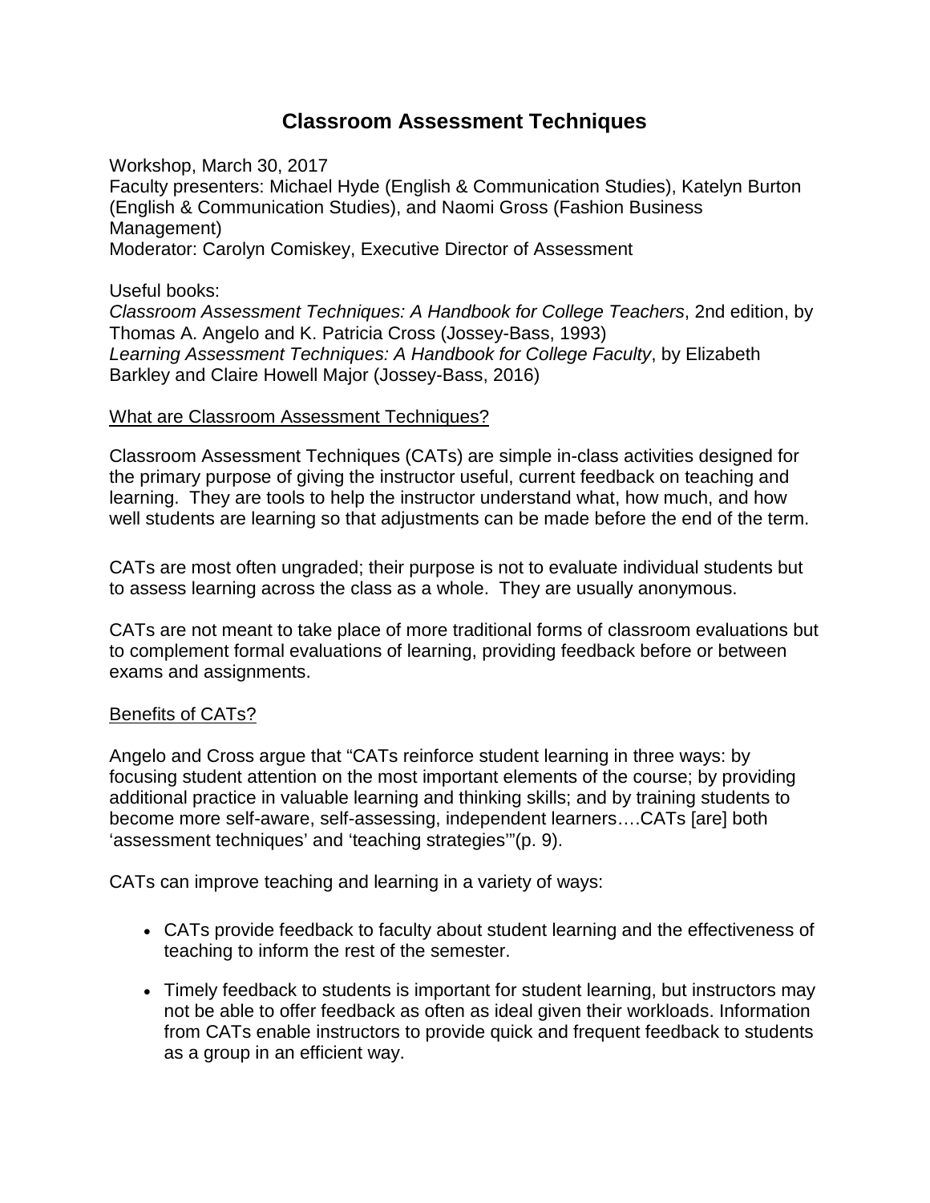# Classroom Assessment Techniques

Workshop, March 30, 2017
Faculty presenters: Michael Hyde (English & Communication Studies), Katelyn Burton (English & Communication Studies), and Naomi Gross (Fashion Business Management)
Moderator: Carolyn Comiskey, Executive Director of Assessment

Useful books:
*Classroom Assessment Techniques: A Handbook for College Teachers*, 2nd edition, by Thomas A. Angelo and K. Patricia Cross (Jossey-Bass, 1993)
*Learning Assessment Techniques: A Handbook for College Faculty*, by Elizabeth Barkley and Claire Howell Major (Jossey-Bass, 2016)

## What are Classroom Assessment Techniques?

Classroom Assessment Techniques (CATs) are simple in-class activities designed for the primary purpose of giving the instructor useful, current feedback on teaching and learning. They are tools to help the instructor understand what, how much, and how well students are learning so that adjustments can be made before the end of the term.

CATs are most often ungraded; their purpose is not to evaluate individual students but to assess learning across the class as a whole. They are usually anonymous.

CATs are not meant to take place of more traditional forms of classroom evaluations but to complement formal evaluations of learning, providing feedback before or between exams and assignments.

## Benefits of CATs?

Angelo and Cross argue that "CATs reinforce student learning in three ways: by focusing student attention on the most important elements of the course; by providing additional practice in valuable learning and thinking skills; and by training students to become more self-aware, self-assessing, independent learners….CATs [are] both 'assessment techniques' and 'teaching strategies'"(p. 9).

CATs can improve teaching and learning in a variety of ways:

- CATs provide feedback to faculty about student learning and the effectiveness of teaching to inform the rest of the semester.
- Timely feedback to students is important for student learning, but instructors may not be able to offer feedback as often as ideal given their workloads. Information from CATs enable instructors to provide quick and frequent feedback to students as a group in an efficient way.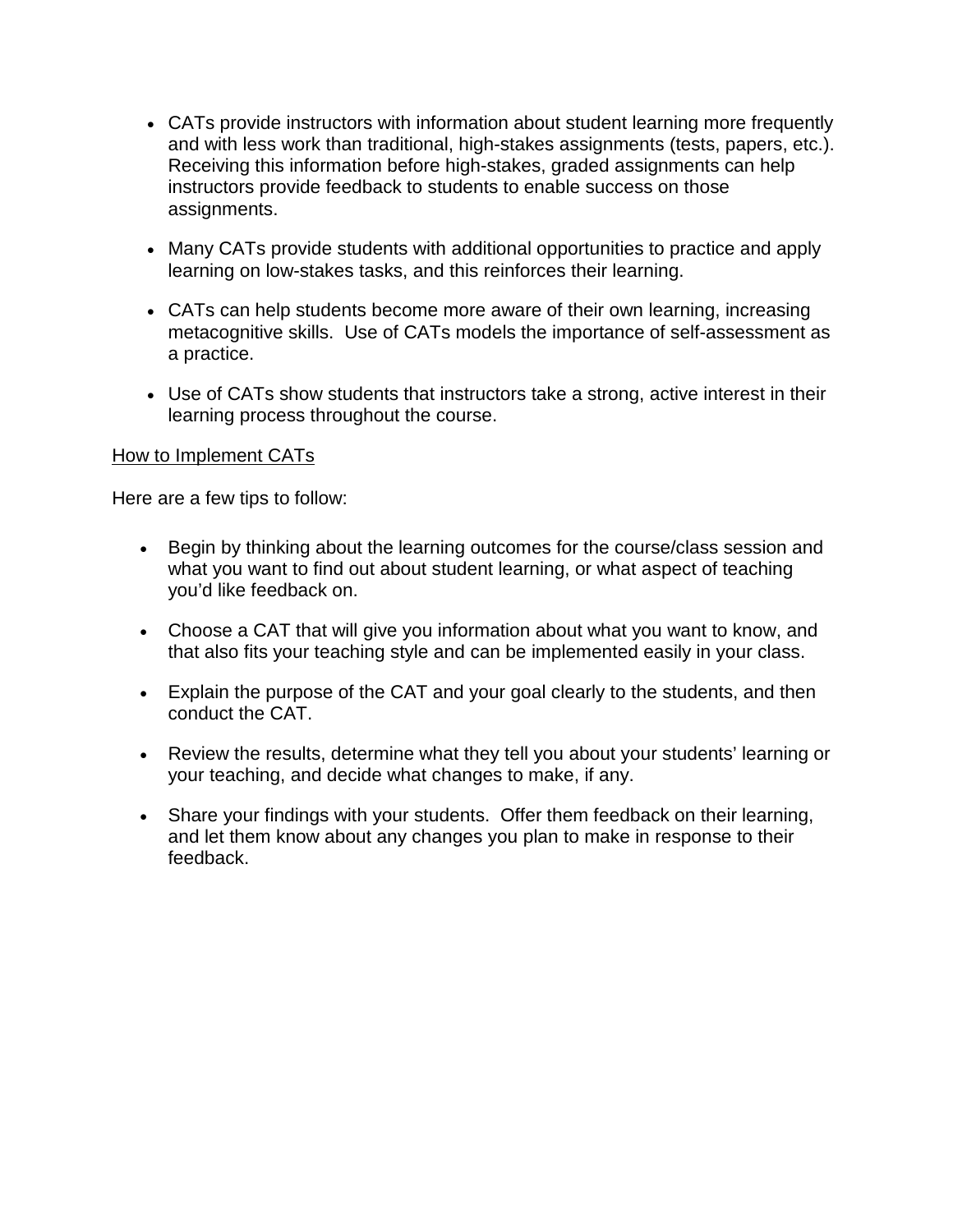- CATs provide instructors with information about student learning more frequently and with less work than traditional, high-stakes assignments (tests, papers, etc.). Receiving this information before high-stakes, graded assignments can help instructors provide feedback to students to enable success on those assignments.
- Many CATs provide students with additional opportunities to practice and apply learning on low-stakes tasks, and this reinforces their learning.
- CATs can help students become more aware of their own learning, increasing metacognitive skills. Use of CATs models the importance of self-assessment as a practice.
- Use of CATs show students that instructors take a strong, active interest in their learning process throughout the course.

<u>How to Implement CATs</u>

Here are a few tips to follow:

- Begin by thinking about the learning outcomes for the course/class session and what you want to find out about student learning, or what aspect of teaching you'd like feedback on.
- Choose a CAT that will give you information about what you want to know, and that also fits your teaching style and can be implemented easily in your class.
- Explain the purpose of the CAT and your goal clearly to the students, and then conduct the CAT.
- Review the results, determine what they tell you about your students' learning or your teaching, and decide what changes to make, if any.
- Share your findings with your students. Offer them feedback on their learning, and let them know about any changes you plan to make in response to their feedback.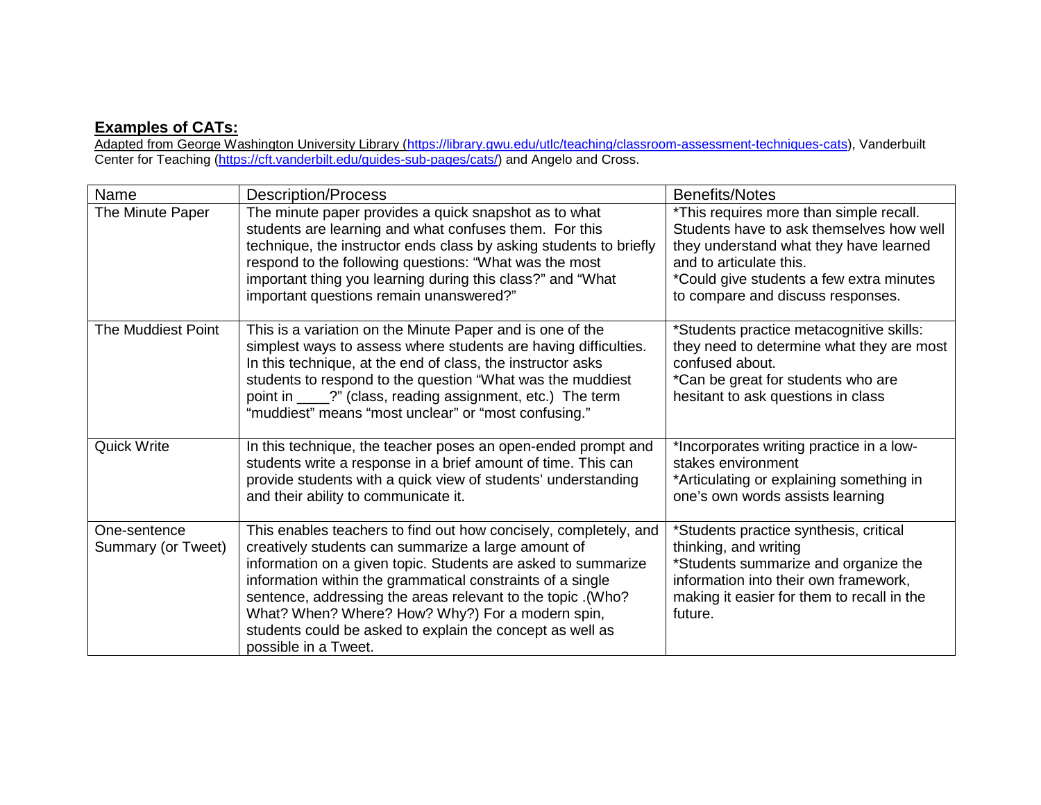**Examples of CATs:**

Adapted from George Washington University Library (https://library.gwu.edu/utlc/teaching/classroom-assessment-techniques-cats), Vanderbuilt Center for Teaching (https://cft.vanderbilt.edu/guides-sub-pages/cats/) and Angelo and Cross.

| Name | Description/Process | Benefits/Notes |
| --- | --- | --- |
| The Minute Paper | The minute paper provides a quick snapshot as to what students are learning and what confuses them. For this technique, the instructor ends class by asking students to briefly respond to the following questions: "What was the most important thing you learning during this class?" and "What important questions remain unanswered?" | *This requires more than simple recall. Students have to ask themselves how well they understand what they have learned and to articulate this.<br>*Could give students a few extra minutes to compare and discuss responses. |
| The Muddiest Point | This is a variation on the Minute Paper and is one of the simplest ways to assess where students are having difficulties. In this technique, at the end of class, the instructor asks students to respond to the question "What was the muddiest point in ____?" (class, reading assignment, etc.) The term "muddiest" means "most unclear" or "most confusing." | *Students practice metacognitive skills: they need to determine what they are most confused about.<br>*Can be great for students who are hesitant to ask questions in class |
| Quick Write | In this technique, the teacher poses an open-ended prompt and students write a response in a brief amount of time. This can provide students with a quick view of students' understanding and their ability to communicate it. | *Incorporates writing practice in a low-stakes environment<br>*Articulating or explaining something in one's own words assists learning |
| One-sentence Summary (or Tweet) | This enables teachers to find out how concisely, completely, and creatively students can summarize a large amount of information on a given topic. Students are asked to summarize information within the grammatical constraints of a single sentence, addressing the areas relevant to the topic .(Who? What? When? Where? How? Why?) For a modern spin, students could be asked to explain the concept as well as possible in a Tweet. | *Students practice synthesis, critical thinking, and writing<br>*Students summarize and organize the information into their own framework, making it easier for them to recall in the future. |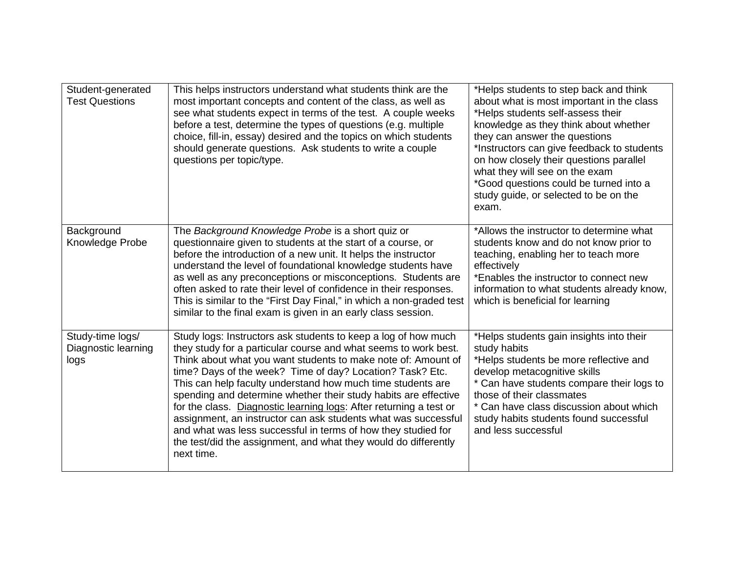| Student-generated Test Questions | This helps instructors understand what students think are the most important concepts and content of the class, as well as see what students expect in terms of the test. A couple weeks before a test, determine the types of questions (e.g. multiple choice, fill-in, essay) desired and the topics on which students should generate questions. Ask students to write a couple questions per topic/type. | *Helps students to step back and think about what is most important in the class<br>*Helps students self-assess their knowledge as they think about whether they can answer the questions<br>*Instructors can give feedback to students on how closely their questions parallel what they will see on the exam<br>*Good questions could be turned into a study guide, or selected to be on the exam. |
|---|---|---|
| Background Knowledge Probe | The *Background Knowledge Probe* is a short quiz or questionnaire given to students at the start of a course, or before the introduction of a new unit. It helps the instructor understand the level of foundational knowledge students have as well as any preconceptions or misconceptions. Students are often asked to rate their level of confidence in their responses. This is similar to the "First Day Final," in which a non-graded test similar to the final exam is given in an early class session. | *Allows the instructor to determine what students know and do not know prior to teaching, enabling her to teach more effectively<br>*Enables the instructor to connect new information to what students already know, which is beneficial for learning |
| Study-time logs/ Diagnostic learning logs | Study logs: Instructors ask students to keep a log of how much they study for a particular course and what seems to work best. Think about what you want students to make note of: Amount of time? Days of the week? Time of day? Location? Task? Etc. This can help faculty understand how much time students are spending and determine whether their study habits are effective for the class. <u>Diagnostic learning logs</u>: After returning a test or assignment, an instructor can ask students what was successful and what was less successful in terms of how they studied for the test/did the assignment, and what they would do differently next time. | *Helps students gain insights into their study habits<br>*Helps students be more reflective and develop metacognitive skills<br>* Can have students compare their logs to those of their classmates<br>* Can have class discussion about which study habits students found successful and less successful |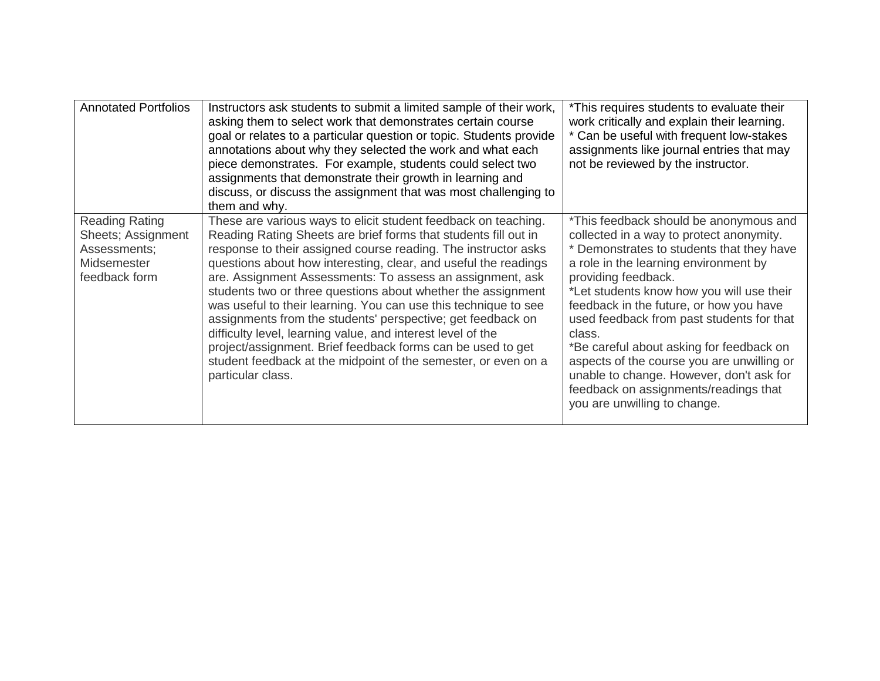| | | |
|---|---|---|
| Annotated Portfolios | Instructors ask students to submit a limited sample of their work, asking them to select work that demonstrates certain course goal or relates to a particular question or topic. Students provide annotations about why they selected the work and what each piece demonstrates. For example, students could select two assignments that demonstrate their growth in learning and discuss, or discuss the assignment that was most challenging to them and why. | *This requires students to evaluate their work critically and explain their learning.<br>* Can be useful with frequent low-stakes assignments like journal entries that may not be reviewed by the instructor. |
| Reading Rating Sheets; Assignment Assessments; Midsemester feedback form | These are various ways to elicit student feedback on teaching. Reading Rating Sheets are brief forms that students fill out in response to their assigned course reading. The instructor asks questions about how interesting, clear, and useful the readings are. Assignment Assessments: To assess an assignment, ask students two or three questions about whether the assignment was useful to their learning. You can use this technique to see assignments from the students' perspective; get feedback on difficulty level, learning value, and interest level of the project/assignment. Brief feedback forms can be used to get student feedback at the midpoint of the semester, or even on a particular class. | *This feedback should be anonymous and collected in a way to protect anonymity.<br>* Demonstrates to students that they have a role in the learning environment by providing feedback.<br>*Let students know how you will use their feedback in the future, or how you have used feedback from past students for that class.<br>*Be careful about asking for feedback on aspects of the course you are unwilling or unable to change. However, don't ask for feedback on assignments/readings that you are unwilling to change. |